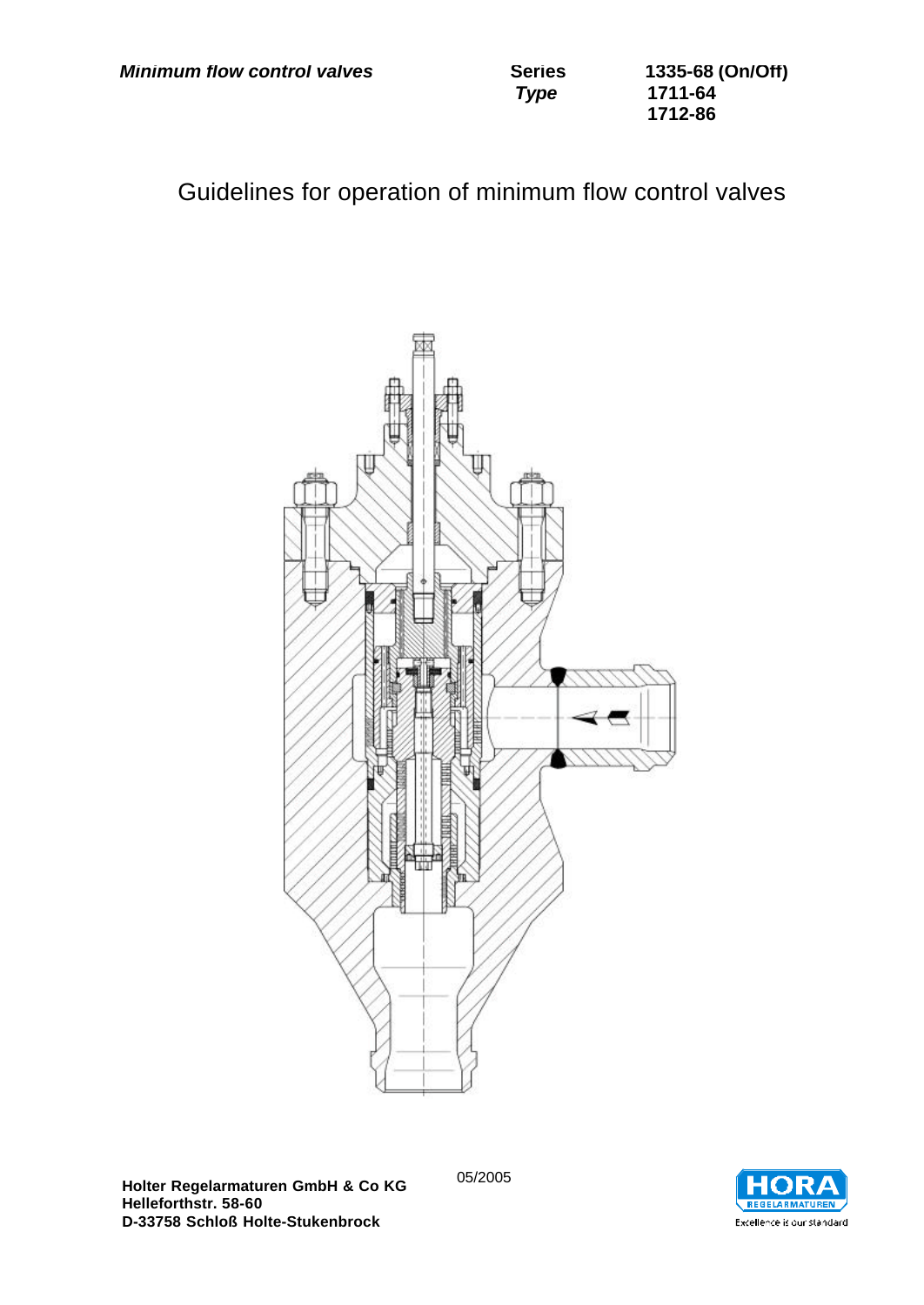***Minimum flow control valves***

| **Series** | **1335-68 (On/Off)** |
|---|---|
| ***Type*** | **1711-64** |
| | **1712-86** |

# Guidelines for operation of minimum flow control valves

**Holter Regelarmaturen GmbH & Co KG**
**Helleforthstr. 58-60**
**D-33758 Schloß Holte-Stukenbrock**

05/2005

HORA REGELARMATUREN
Excellence is our standard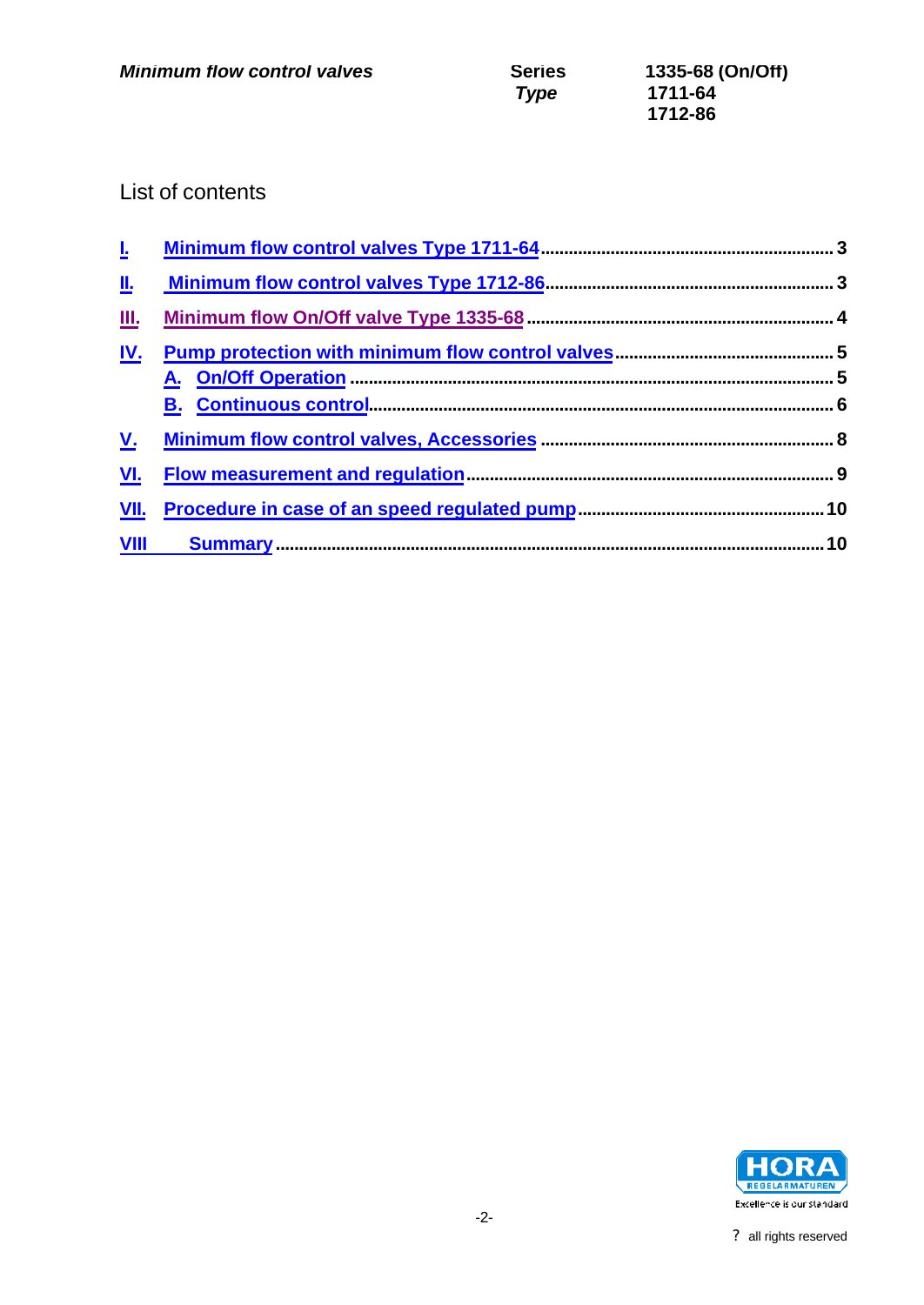## List of contents

I. Minimum flow control valves Type 1711-64 ........ 3

II. Minimum flow control valves Type 1712-86 ........ 3

III. Minimum flow On/Off valve Type 1335-68 ........ 4

IV. Pump protection with minimum flow control valves ........ 5

  A. On/Off Operation ........ 5

  B. Continuous control ........ 6

V. Minimum flow control valves, Accessories ........ 8

VI. Flow measurement and regulation ........ 9

VII. Procedure in case of an speed regulated pump ........ 10

VIII Summary ........ 10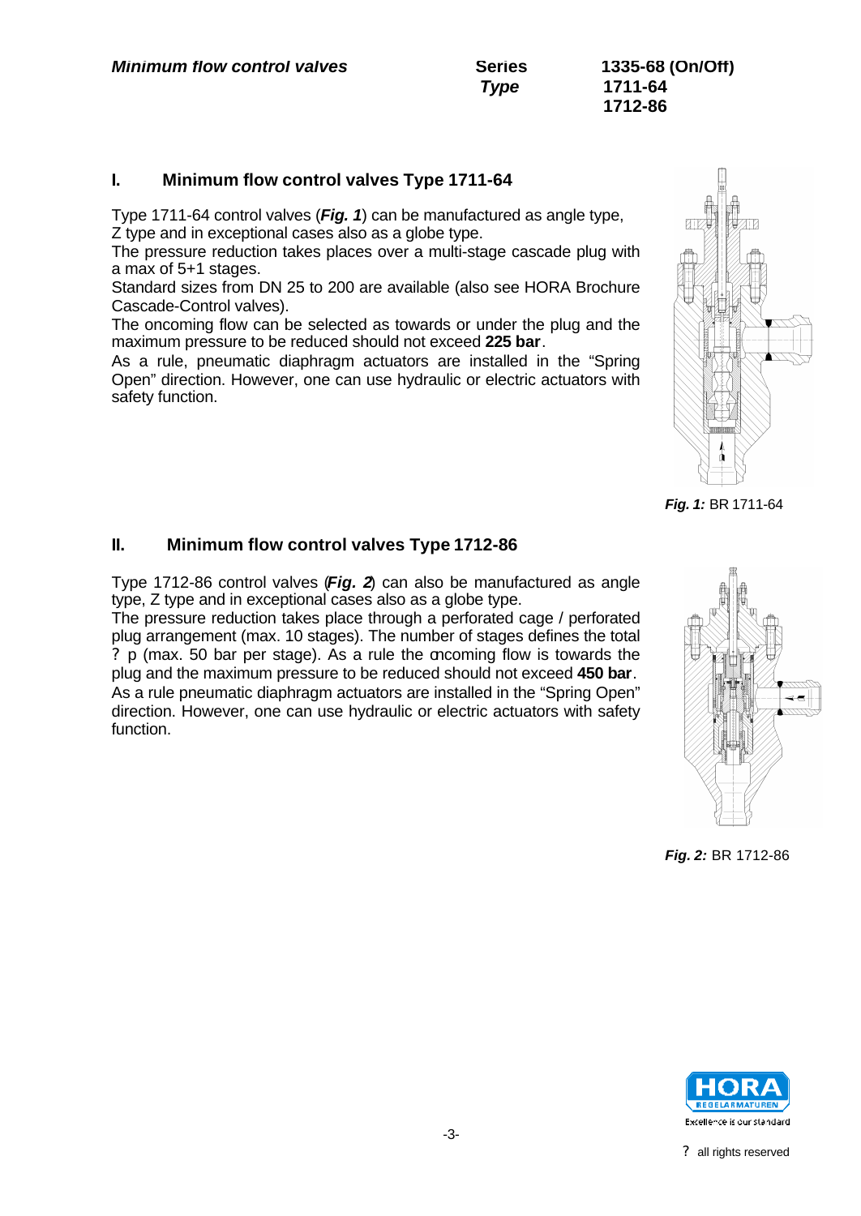## I. Minimum flow control valves Type 1711-64

Type 1711-64 control valves (***Fig. 1***) can be manufactured as angle type, Z type and in exceptional cases also as a globe type.
The pressure reduction takes places over a multi-stage cascade plug with a max of 5+1 stages.
Standard sizes from DN 25 to 200 are available (also see HORA Brochure Cascade-Control valves).
The oncoming flow can be selected as towards or under the plug and the maximum pressure to be reduced should not exceed **225 bar**.
As a rule, pneumatic diaphragm actuators are installed in the "Spring Open" direction. However, one can use hydraulic or electric actuators with safety function.

***Fig. 1:*** BR 1711-64

## II. Minimum flow control valves Type 1712-86

Type 1712-86 control valves (***Fig. 2***) can also be manufactured as angle type, Z type and in exceptional cases also as a globe type.
The pressure reduction takes place through a perforated cage / perforated plug arrangement (max. 10 stages). The number of stages defines the total ? p (max. 50 bar per stage). As a rule the oncoming flow is towards the plug and the maximum pressure to be reduced should not exceed **450 bar**.
As a rule pneumatic diaphragm actuators are installed in the "Spring Open" direction. However, one can use hydraulic or electric actuators with safety function.

***Fig. 2:*** BR 1712-86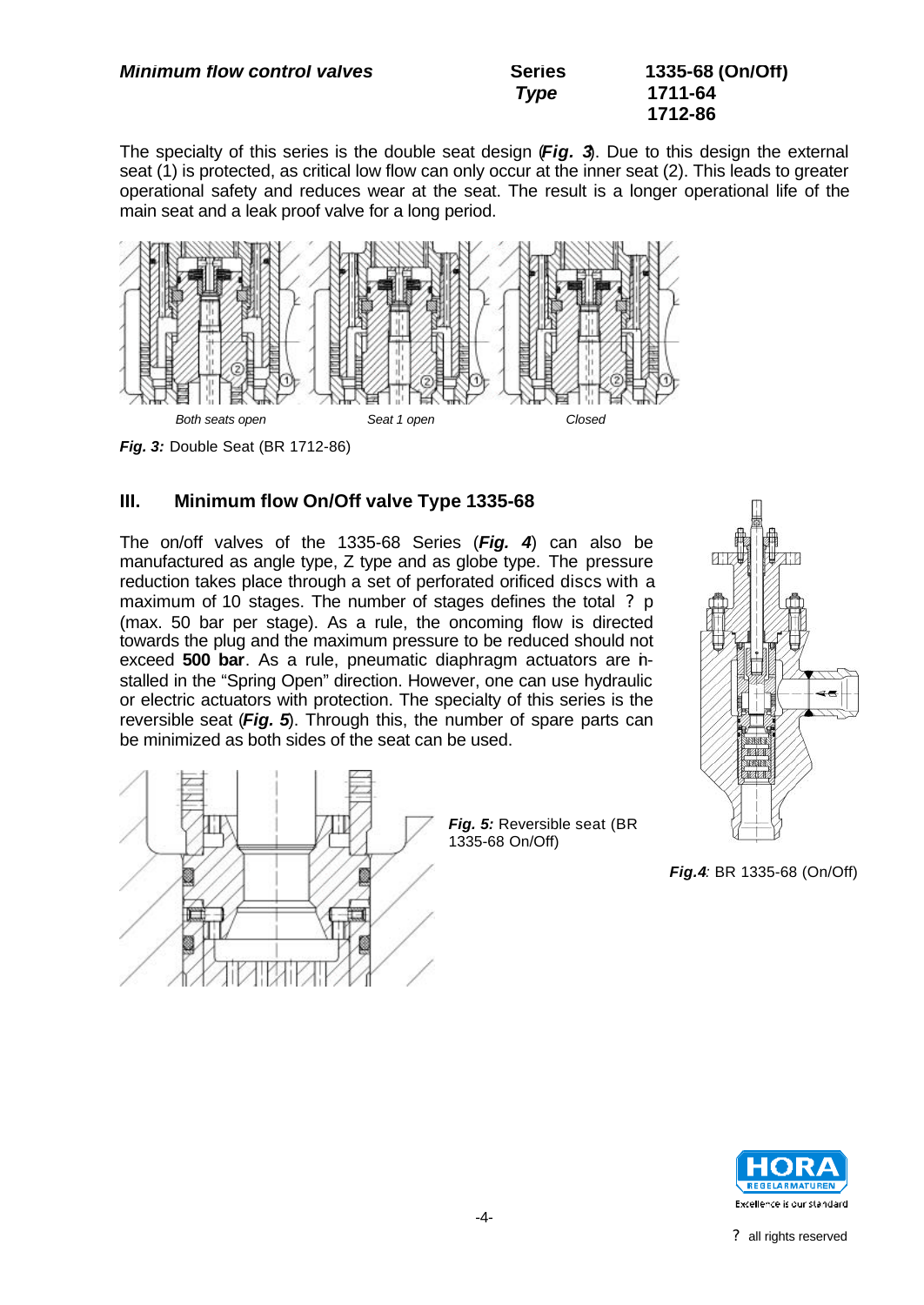The specialty of this series is the double seat design (***Fig. 3***). Due to this design the external seat (1) is protected, as critical low flow can only occur at the inner seat (2). This leads to greater operational safety and reduces wear at the seat. The result is a longer operational life of the main seat and a leak proof valve for a long period.

*Both seats open* *Seat 1 open* *Closed*

***Fig. 3:*** Double Seat (BR 1712-86)

## III. Minimum flow On/Off valve Type 1335-68

The on/off valves of the 1335-68 Series (***Fig. 4***) can also be manufactured as angle type, Z type and as globe type. The pressure reduction takes place through a set of perforated orificed discs with a maximum of 10 stages. The number of stages defines the total ? p (max. 50 bar per stage). As a rule, the oncoming flow is directed towards the plug and the maximum pressure to be reduced should not exceed **500 bar**. As a rule, pneumatic diaphragm actuators are installed in the "Spring Open" direction. However, one can use hydraulic or electric actuators with protection. The specialty of this series is the reversible seat (***Fig. 5***). Through this, the number of spare parts can be minimized as both sides of the seat can be used.

***Fig. 5:*** Reversible seat (BR 1335-68 On/Off)

***Fig.4****:* BR 1335-68 (On/Off)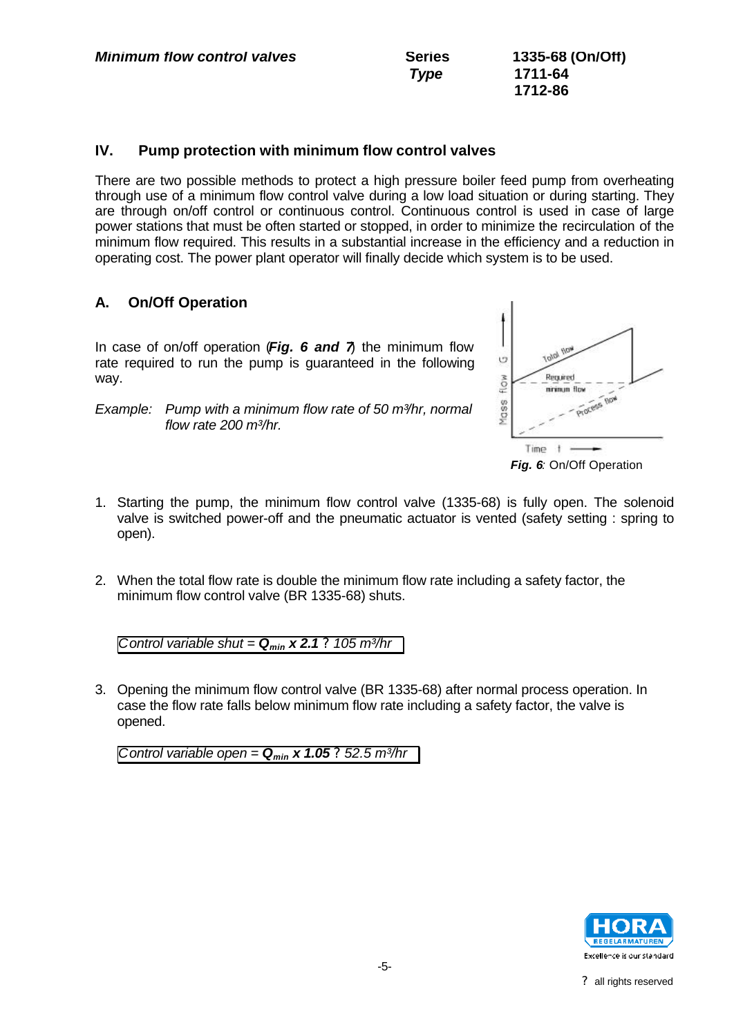## IV. Pump protection with minimum flow control valves

There are two possible methods to protect a high pressure boiler feed pump from overheating through use of a minimum flow control valve during a low load situation or during starting. They are through on/off control or continuous control. Continuous control is used in case of large power stations that must be often started or stopped, in order to minimize the recirculation of the minimum flow required. This results in a substantial increase in the efficiency and a reduction in operating cost. The power plant operator will finally decide which system is to be used.

### A. On/Off Operation

In case of on/off operation (***Fig. 6 and 7***) the minimum flow rate required to run the pump is guaranteed in the following way.

*Example: Pump with a minimum flow rate of 50 m³/hr, normal flow rate 200 m³/hr.*

***Fig. 6***: On/Off Operation

1. Starting the pump, the minimum flow control valve (1335-68) is fully open. The solenoid valve is switched power-off and the pneumatic actuator is vented (safety setting : spring to open).

2. When the total flow rate is double the minimum flow rate including a safety factor, the minimum flow control valve (BR 1335-68) shuts.

   *Control variable shut =* $\boldsymbol{Q_{min}}$ ***x 2.1*** *? 105 m³/hr*

3. Opening the minimum flow control valve (BR 1335-68) after normal process operation. In case the flow rate falls below minimum flow rate including a safety factor, the valve is opened.

   *Control variable open =* $\boldsymbol{Q_{min}}$ ***x 1.05*** *? 52.5 m³/hr*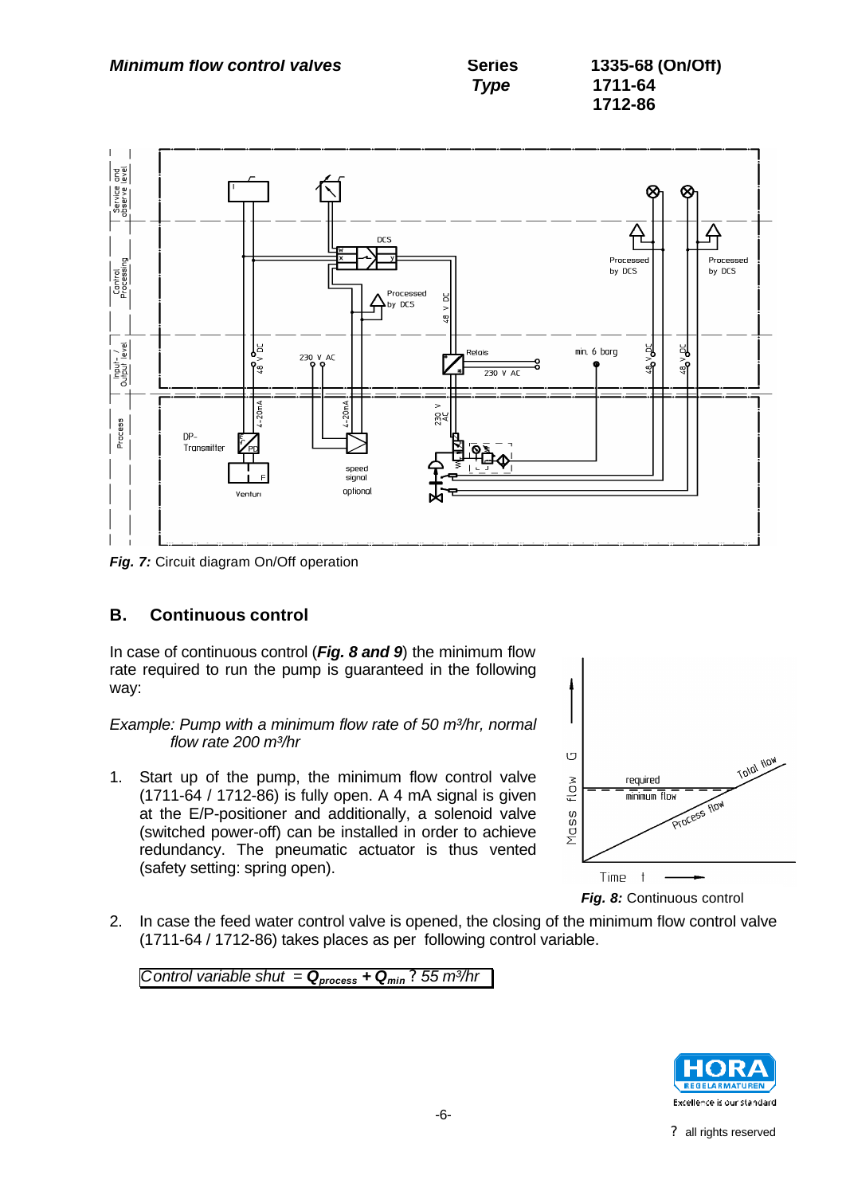**Minimum flow control valves** | **Series** 1335-68 (On/Off) | **Type** 1711-64, 1712-86

*Fig. 7:* Circuit diagram On/Off operation

## B. Continuous control

In case of continuous control (***Fig. 8 and 9***) the minimum flow rate required to run the pump is guaranteed in the following way:

*Example: Pump with a minimum flow rate of 50 m³/hr, normal flow rate 200 m³/hr*

1. Start up of the pump, the minimum flow control valve (1711-64 / 1712-86) is fully open. A 4 mA signal is given at the E/P-positioner and additionally, a solenoid valve (switched power-off) can be installed in order to achieve redundancy. The pneumatic actuator is thus vented (safety setting: spring open).

*Fig. 8:* Continuous control

2. In case the feed water control valve is opened, the closing of the minimum flow control valve (1711-64 / 1712-86) takes places as per following control variable.

*Control variable shut* = $\boldsymbol{Q_{process}} + \boldsymbol{Q_{min}}$ ? 55 m³/hr

? all rights reserved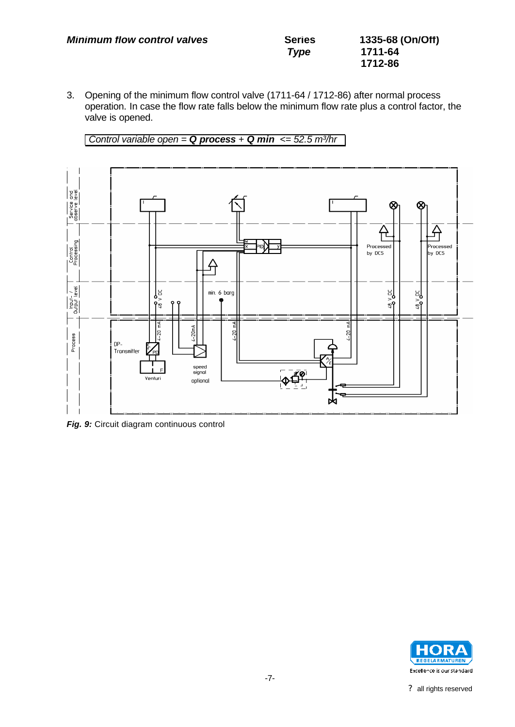3. Opening of the minimum flow control valve (1711-64 / 1712-86) after normal process operation. In case the flow rate falls below the minimum flow rate plus a control factor, the valve is opened.

*Control variable open =* ***Q process*** *+* ***Q min*** *<= 52.5 m³/hr*

***Fig. 9:*** Circuit diagram continuous control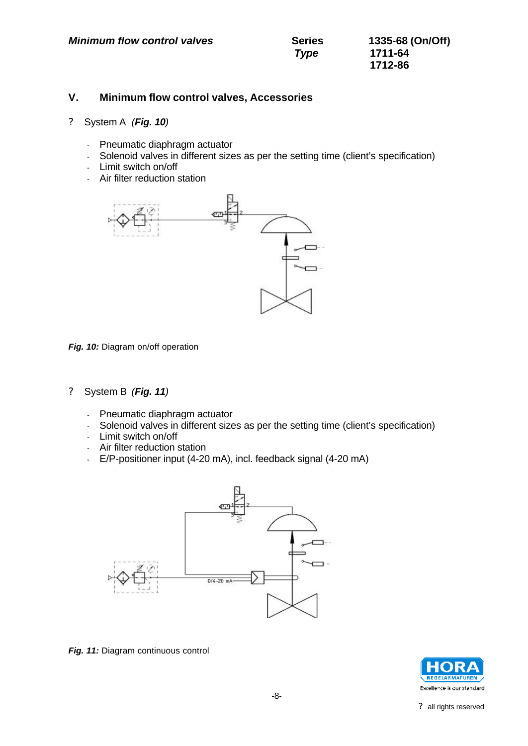## V. Minimum flow control valves, Accessories

? System A *(**Fig. 10**)*

- Pneumatic diaphragm actuator
- Solenoid valves in different sizes as per the setting time (client's specification)
- Limit switch on/off
- Air filter reduction station

***Fig. 10:*** Diagram on/off operation

? System B *(**Fig. 11**)*

- Pneumatic diaphragm actuator
- Solenoid valves in different sizes as per the setting time (client's specification)
- Limit switch on/off
- Air filter reduction station
- E/P-positioner input (4-20 mA), incl. feedback signal (4-20 mA)

***Fig. 11:*** Diagram continuous control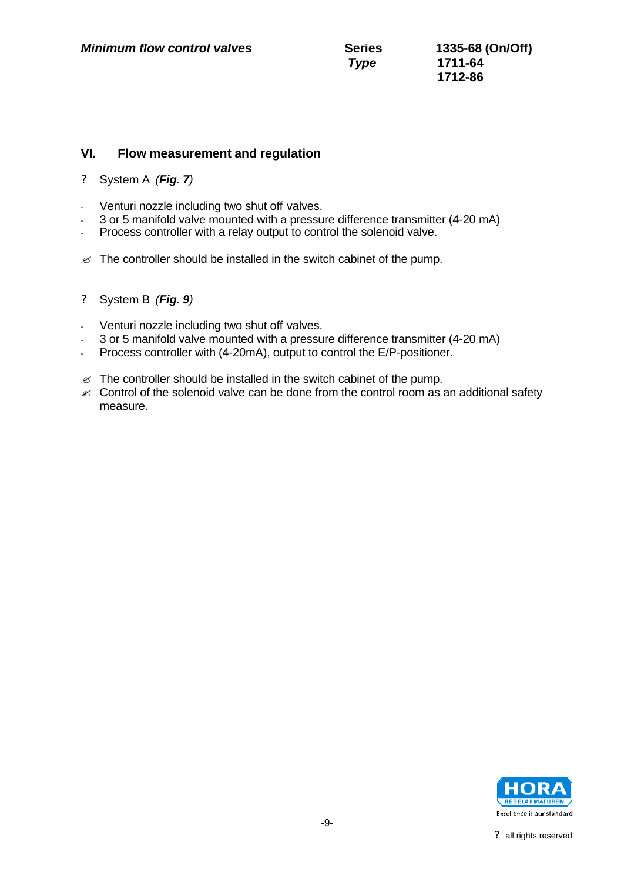## VI. Flow measurement and regulation

? System A *(**Fig. 7**)*

- Venturi nozzle including two shut off valves.
- 3 or 5 manifold valve mounted with a pressure difference transmitter (4-20 mA)
- Process controller with a relay output to control the solenoid valve.

✍ The controller should be installed in the switch cabinet of the pump.

? System B *(**Fig. 9**)*

- Venturi nozzle including two shut off valves.
- 3 or 5 manifold valve mounted with a pressure difference transmitter (4-20 mA)
- Process controller with (4-20mA), output to control the E/P-positioner.

✍ The controller should be installed in the switch cabinet of the pump.
✍ Control of the solenoid valve can be done from the control room as an additional safety measure.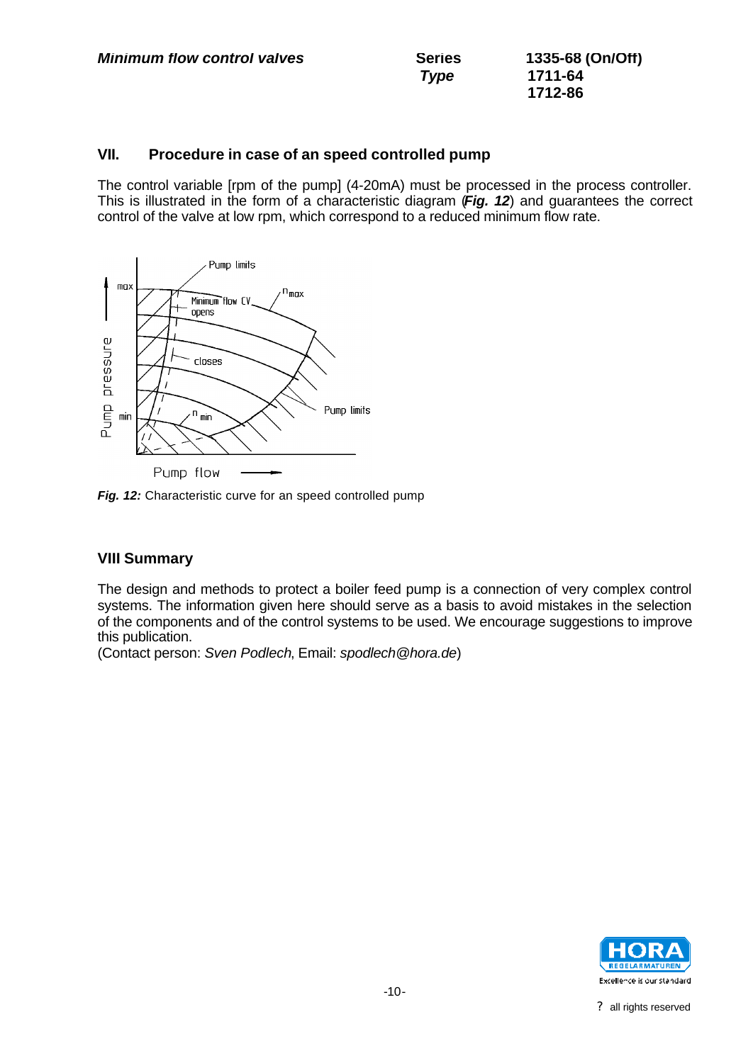## VII. Procedure in case of an speed controlled pump

The control variable [rpm of the pump] (4-20mA) must be processed in the process controller. This is illustrated in the form of a characteristic diagram (***Fig. 12***) and guarantees the correct control of the valve at low rpm, which correspond to a reduced minimum flow rate.

Pump limits

max

Minimum flow CV

opens

$n_{max}$

closes

Pump pressure

Pump limits

min

$n_{min}$

Pump flow

***Fig. 12:*** Characteristic curve for an speed controlled pump

## VIII Summary

The design and methods to protect a boiler feed pump is a connection of very complex control systems. The information given here should serve as a basis to avoid mistakes in the selection of the components and of the control systems to be used. We encourage suggestions to improve this publication.
(Contact person: *Sven Podlech*, Email: *spodlech@hora.de*)

HORA REGELARMATUREN
Excellence is our standard

? all rights reserved